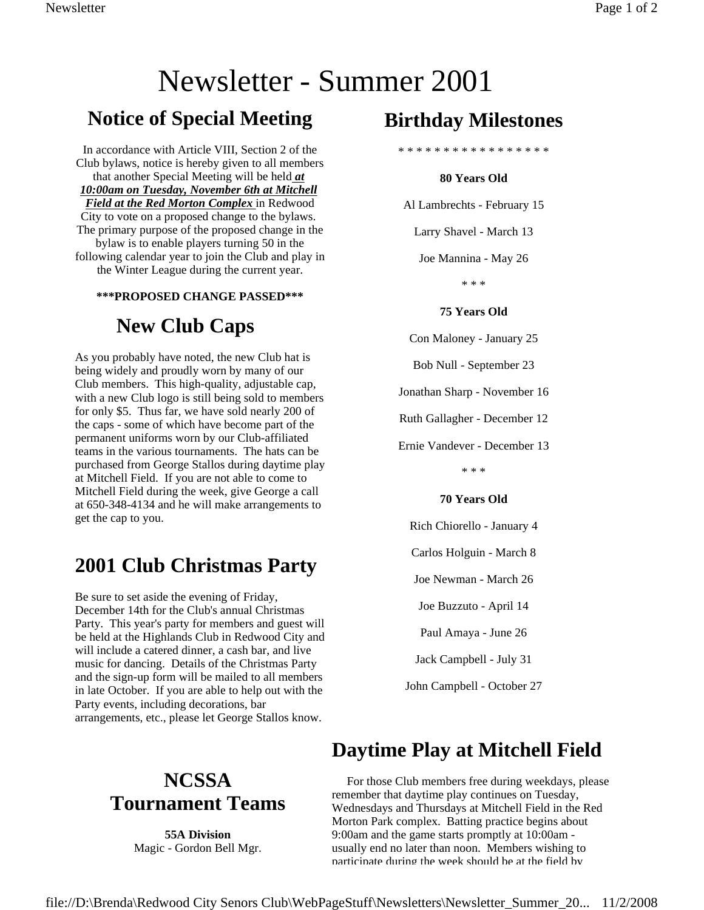# Newsletter - Summer 2001

## Notice of Special Meeting

In accordance with Article VIII, Section 2 of the Club bylaws, notice is hereby given to all members that another Special Meeting will be held ***at 10:00am on Tuesday, November 6th at Mitchell Field at the Red Morton Complex*** in Redwood City to vote on a proposed change to the bylaws. The primary purpose of the proposed change in the bylaw is to enable players turning 50 in the following calendar year to join the Club and play in the Winter League during the current year.

**\*\*\*PROPOSED CHANGE PASSED\*\*\***

## New Club Caps

As you probably have noted, the new Club hat is being widely and proudly worn by many of our Club members. This high-quality, adjustable cap, with a new Club logo is still being sold to members for only $5. Thus far, we have sold nearly 200 of the caps - some of which have become part of the permanent uniforms worn by our Club-affiliated teams in the various tournaments. The hats can be purchased from George Stallos during daytime play at Mitchell Field. If you are not able to come to Mitchell Field during the week, give George a call at 650-348-4134 and he will make arrangements to get the cap to you.

## 2001 Club Christmas Party

Be sure to set aside the evening of Friday, December 14th for the Club's annual Christmas Party. This year's party for members and guest will be held at the Highlands Club in Redwood City and will include a catered dinner, a cash bar, and live music for dancing. Details of the Christmas Party and the sign-up form will be mailed to all members in late October. If you are able to help out with the Party events, including decorations, bar arrangements, etc., please let George Stallos know.

## Birthday Milestones

\* \* \* \* \* \* \* \* \* \* \* \* \* \* \* \* \*

**80 Years Old**

Al Lambrechts - February 15

Larry Shavel - March 13

Joe Mannina - May 26

\* \* \*

**75 Years Old**

Con Maloney - January 25

Bob Null - September 23

Jonathan Sharp - November 16

Ruth Gallagher - December 12

Ernie Vandever - December 13

\* \* \*

**70 Years Old**

Rich Chiorello - January 4

Carlos Holguin - March 8

Joe Newman - March 26

Joe Buzzuto - April 14

Paul Amaya - June 26

Jack Campbell - July 31

John Campbell - October 27

## NCSSA Tournament Teams

**55A Division**

Magic - Gordon Bell Mgr.

## Daytime Play at Mitchell Field

For those Club members free during weekdays, please remember that daytime play continues on Tuesday, Wednesdays and Thursdays at Mitchell Field in the Red Morton Park complex. Batting practice begins about 9:00am and the game starts promptly at 10:00am - usually end no later than noon. Members wishing to participate during the week should be at the field by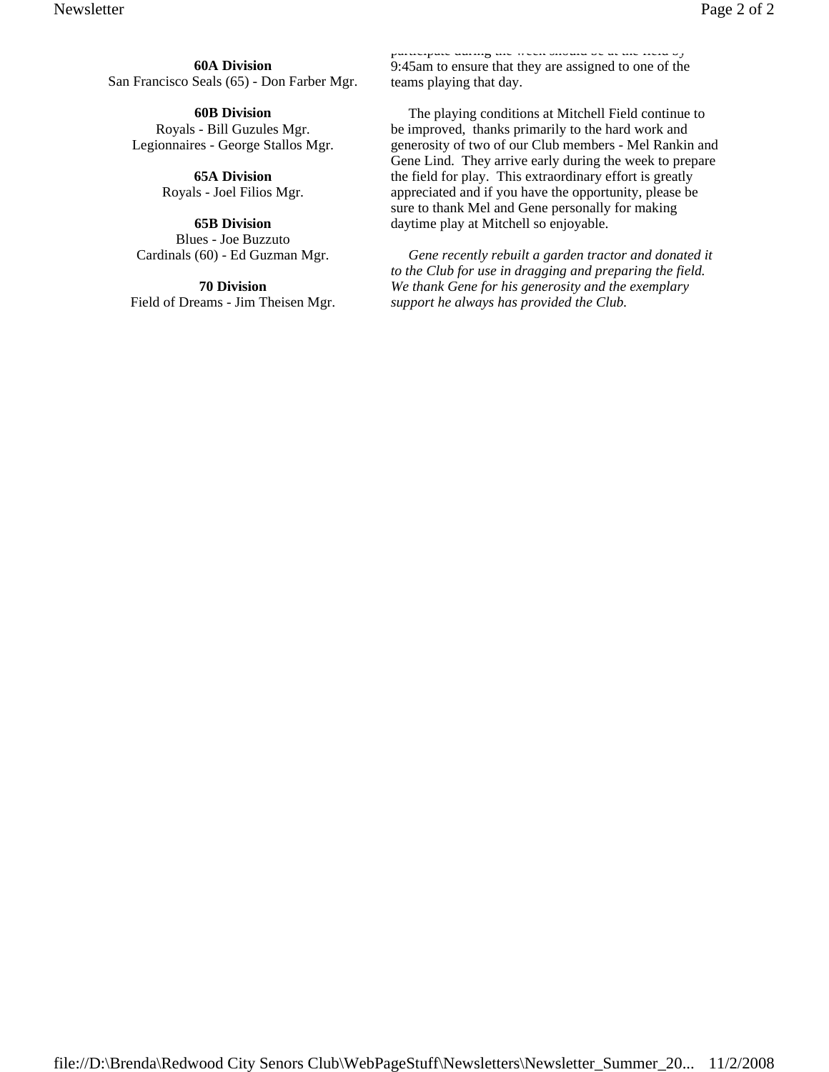**60A Division**
San Francisco Seals (65) - Don Farber Mgr.

**60B Division**
Royals - Bill Guzules Mgr.
Legionnaires - George Stallos Mgr.

**65A Division**
Royals - Joel Filios Mgr.

**65B Division**
Blues - Joe Buzzuto
Cardinals (60) - Ed Guzman Mgr.

**70 Division**
Field of Dreams - Jim Theisen Mgr.

participate during the week should be at the field by 9:45am to ensure that they are assigned to one of the teams playing that day.

The playing conditions at Mitchell Field continue to be improved, thanks primarily to the hard work and generosity of two of our Club members - Mel Rankin and Gene Lind. They arrive early during the week to prepare the field for play. This extraordinary effort is greatly appreciated and if you have the opportunity, please be sure to thank Mel and Gene personally for making daytime play at Mitchell so enjoyable.

*Gene recently rebuilt a garden tractor and donated it to the Club for use in dragging and preparing the field. We thank Gene for his generosity and the exemplary support he always has provided the Club.*